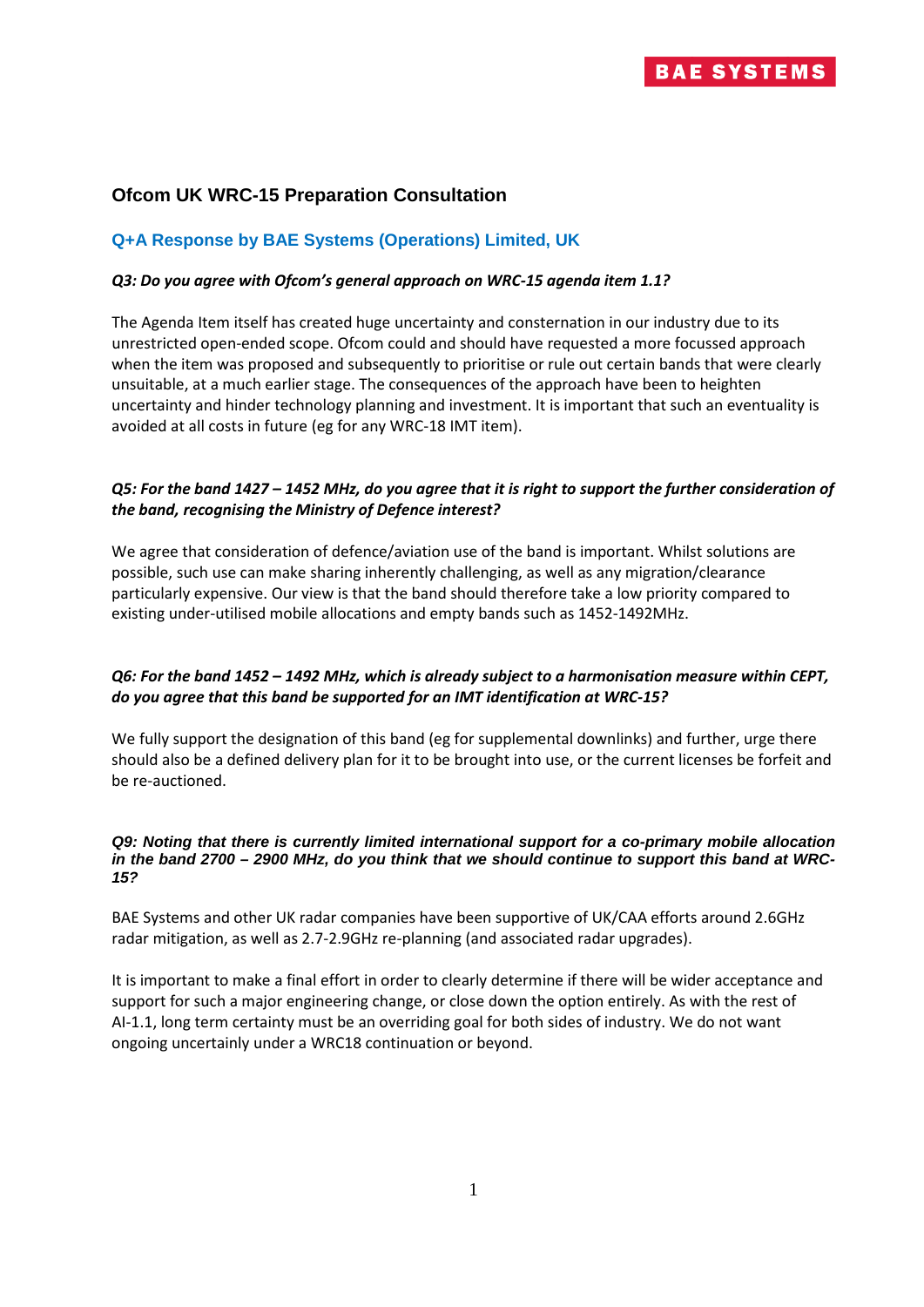BAE SYSTEMS

## Ofcom UK WRC-15 Preparation Consultation

### Q+A Response by BAE Systems (Operations) Limited, UK

***Q3: Do you agree with Ofcom's general approach on WRC-15 agenda item 1.1?***

The Agenda Item itself has created huge uncertainty and consternation in our industry due to its unrestricted open-ended scope. Ofcom could and should have requested a more focussed approach when the item was proposed and subsequently to prioritise or rule out certain bands that were clearly unsuitable, at a much earlier stage. The consequences of the approach have been to heighten uncertainty and hinder technology planning and investment. It is important that such an eventuality is avoided at all costs in future (eg for any WRC-18 IMT item).

***Q5: For the band 1427 – 1452 MHz, do you agree that it is right to support the further consideration of the band, recognising the Ministry of Defence interest?***

We agree that consideration of defence/aviation use of the band is important. Whilst solutions are possible, such use can make sharing inherently challenging, as well as any migration/clearance particularly expensive. Our view is that the band should therefore take a low priority compared to existing under-utilised mobile allocations and empty bands such as 1452-1492MHz.

***Q6: For the band 1452 – 1492 MHz, which is already subject to a harmonisation measure within CEPT, do you agree that this band be supported for an IMT identification at WRC-15?***

We fully support the designation of this band (eg for supplemental downlinks) and further, urge there should also be a defined delivery plan for it to be brought into use, or the current licenses be forfeit and be re-auctioned.

***Q9: Noting that there is currently limited international support for a co-primary mobile allocation in the band 2700 – 2900 MHz, do you think that we should continue to support this band at WRC-15?***

BAE Systems and other UK radar companies have been supportive of UK/CAA efforts around 2.6GHz radar mitigation, as well as 2.7-2.9GHz re-planning (and associated radar upgrades).

It is important to make a final effort in order to clearly determine if there will be wider acceptance and support for such a major engineering change, or close down the option entirely. As with the rest of AI-1.1, long term certainty must be an overriding goal for both sides of industry. We do not want ongoing uncertainly under a WRC18 continuation or beyond.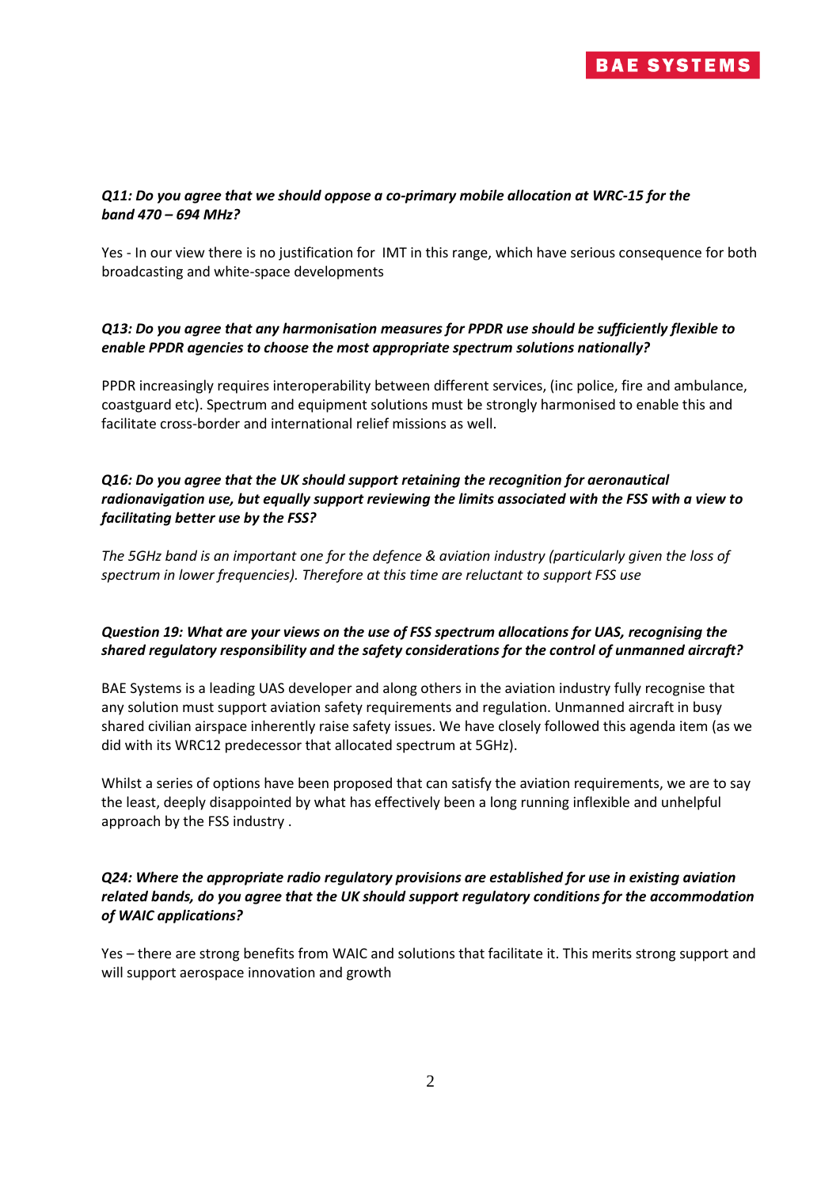***Q11: Do you agree that we should oppose a co-primary mobile allocation at WRC-15 for the band 470 – 694 MHz?***

Yes - In our view there is no justification for IMT in this range, which have serious consequence for both broadcasting and white-space developments

***Q13: Do you agree that any harmonisation measures for PPDR use should be sufficiently flexible to enable PPDR agencies to choose the most appropriate spectrum solutions nationally?***

PPDR increasingly requires interoperability between different services, (inc police, fire and ambulance, coastguard etc). Spectrum and equipment solutions must be strongly harmonised to enable this and facilitate cross-border and international relief missions as well.

***Q16: Do you agree that the UK should support retaining the recognition for aeronautical radionavigation use, but equally support reviewing the limits associated with the FSS with a view to facilitating better use by the FSS?***

*The 5GHz band is an important one for the defence & aviation industry (particularly given the loss of spectrum in lower frequencies). Therefore at this time are reluctant to support FSS use*

***Question 19: What are your views on the use of FSS spectrum allocations for UAS, recognising the shared regulatory responsibility and the safety considerations for the control of unmanned aircraft?***

BAE Systems is a leading UAS developer and along others in the aviation industry fully recognise that any solution must support aviation safety requirements and regulation. Unmanned aircraft in busy shared civilian airspace inherently raise safety issues. We have closely followed this agenda item (as we did with its WRC12 predecessor that allocated spectrum at 5GHz).

Whilst a series of options have been proposed that can satisfy the aviation requirements, we are to say the least, deeply disappointed by what has effectively been a long running inflexible and unhelpful approach by the FSS industry .

***Q24: Where the appropriate radio regulatory provisions are established for use in existing aviation related bands, do you agree that the UK should support regulatory conditions for the accommodation of WAIC applications?***

Yes – there are strong benefits from WAIC and solutions that facilitate it. This merits strong support and will support aerospace innovation and growth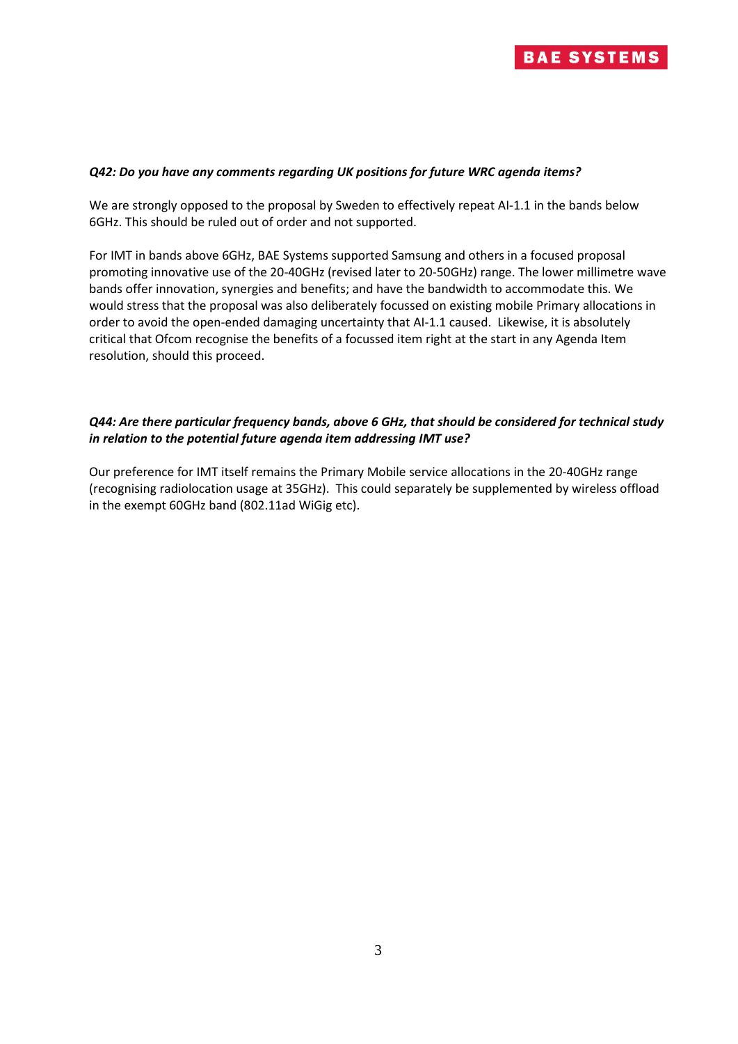***Q42: Do you have any comments regarding UK positions for future WRC agenda items?***

We are strongly opposed to the proposal by Sweden to effectively repeat AI-1.1 in the bands below 6GHz. This should be ruled out of order and not supported.

For IMT in bands above 6GHz, BAE Systems supported Samsung and others in a focused proposal promoting innovative use of the 20-40GHz (revised later to 20-50GHz) range. The lower millimetre wave bands offer innovation, synergies and benefits; and have the bandwidth to accommodate this. We would stress that the proposal was also deliberately focussed on existing mobile Primary allocations in order to avoid the open-ended damaging uncertainty that AI-1.1 caused. Likewise, it is absolutely critical that Ofcom recognise the benefits of a focussed item right at the start in any Agenda Item resolution, should this proceed.

***Q44: Are there particular frequency bands, above 6 GHz, that should be considered for technical study in relation to the potential future agenda item addressing IMT use?***

Our preference for IMT itself remains the Primary Mobile service allocations in the 20-40GHz range (recognising radiolocation usage at 35GHz). This could separately be supplemented by wireless offload in the exempt 60GHz band (802.11ad WiGig etc).